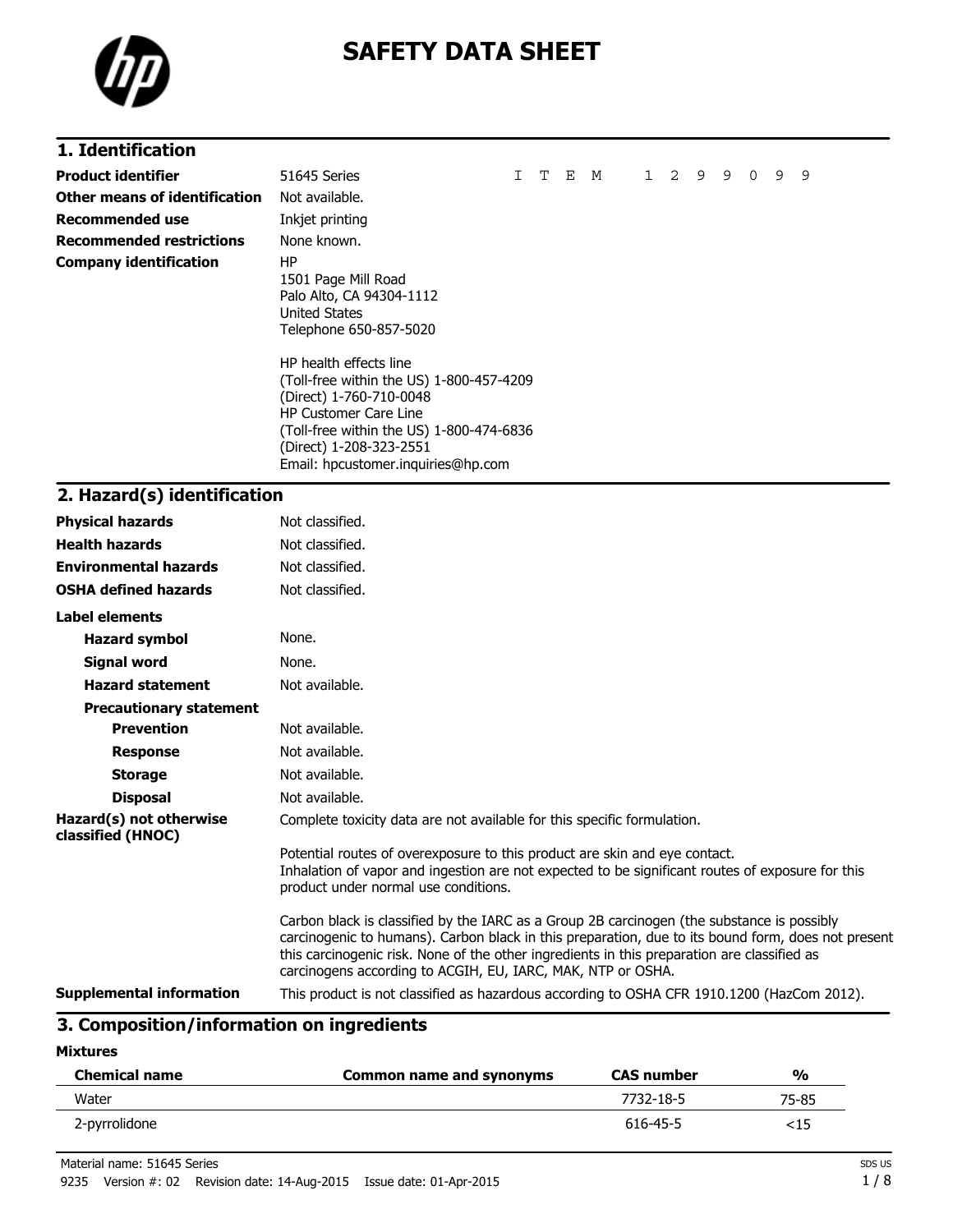# SAFETY DATA SHEET

## 1. Identification

| | |
|---|---|
| **Product identifier** | 51645 Series &nbsp;&nbsp;&nbsp;&nbsp; I T E M &nbsp; 1 2 9 9 0 9 9 |
| **Other means of identification** | Not available. |
| **Recommended use** | Inkjet printing |
| **Recommended restrictions** | None known. |
| **Company identification** | HP<br>1501 Page Mill Road<br>Palo Alto, CA 94304-1112<br>United States<br>Telephone 650-857-5020<br><br>HP health effects line<br>(Toll-free within the US) 1-800-457-4209<br>(Direct) 1-760-710-0048<br>HP Customer Care Line<br>(Toll-free within the US) 1-800-474-6836<br>(Direct) 1-208-323-2551<br>Email: hpcustomer.inquiries@hp.com |

## 2. Hazard(s) identification

| | |
|---|---|
| **Physical hazards** | Not classified. |
| **Health hazards** | Not classified. |
| **Environmental hazards** | Not classified. |
| **OSHA defined hazards** | Not classified. |

**Label elements**

| | |
|---|---|
| **Hazard symbol** | None. |
| **Signal word** | None. |
| **Hazard statement** | Not available. |

**Precautionary statement**

| | |
|---|---|
| **Prevention** | Not available. |
| **Response** | Not available. |
| **Storage** | Not available. |
| **Disposal** | Not available. |

**Hazard(s) not otherwise classified (HNOC)**

Complete toxicity data are not available for this specific formulation.

Potential routes of overexposure to this product are skin and eye contact.
Inhalation of vapor and ingestion are not expected to be significant routes of exposure for this product under normal use conditions.

Carbon black is classified by the IARC as a Group 2B carcinogen (the substance is possibly carcinogenic to humans). Carbon black in this preparation, due to its bound form, does not present this carcinogenic risk. None of the other ingredients in this preparation are classified as carcinogens according to ACGIH, EU, IARC, MAK, NTP or OSHA.

**Supplemental information**

This product is not classified as hazardous according to OSHA CFR 1910.1200 (HazCom 2012).

## 3. Composition/information on ingredients

**Mixtures**

| Chemical name | Common name and synonyms | CAS number | % |
|---|---|---|---|
| Water | | 7732-18-5 | 75-85 |
| 2-pyrrolidone | | 616-45-5 | <15 |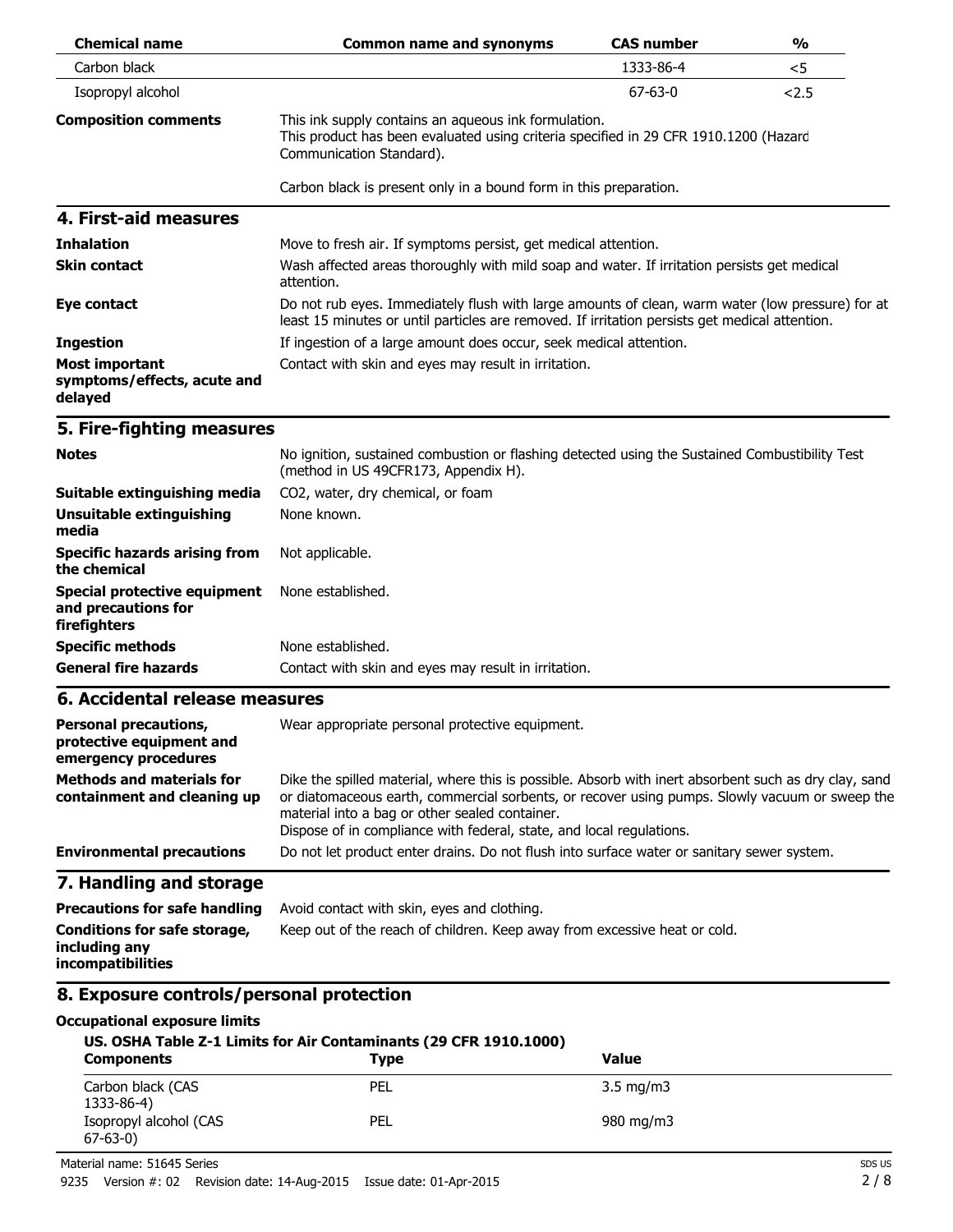| Chemical name | Common name and synonyms | CAS number | % |
|---|---|---|---|
| Carbon black | | 1333-86-4 | <5 |
| Isopropyl alcohol | | 67-63-0 | <2.5 |

**Composition comments** This ink supply contains an aqueous ink formulation. This product has been evaluated using criteria specified in 29 CFR 1910.1200 (Hazard Communication Standard).

Carbon black is present only in a bound form in this preparation.

## 4. First-aid measures

**Inhalation** Move to fresh air. If symptoms persist, get medical attention.

**Skin contact** Wash affected areas thoroughly with mild soap and water. If irritation persists get medical attention.

**Eye contact** Do not rub eyes. Immediately flush with large amounts of clean, warm water (low pressure) for at least 15 minutes or until particles are removed. If irritation persists get medical attention.

**Ingestion** If ingestion of a large amount does occur, seek medical attention.

**Most important symptoms/effects, acute and delayed** Contact with skin and eyes may result in irritation.

## 5. Fire-fighting measures

**Notes** No ignition, sustained combustion or flashing detected using the Sustained Combustibility Test (method in US 49CFR173, Appendix H).

**Suitable extinguishing media** $CO_2$, water, dry chemical, or foam

**Unsuitable extinguishing media** None known.

**Specific hazards arising from the chemical** Not applicable.

**Special protective equipment and precautions for firefighters** None established.

**Specific methods** None established.

**General fire hazards** Contact with skin and eyes may result in irritation.

## 6. Accidental release measures

**Personal precautions, protective equipment and emergency procedures** Wear appropriate personal protective equipment.

**Methods and materials for containment and cleaning up** Dike the spilled material, where this is possible. Absorb with inert absorbent such as dry clay, sand or diatomaceous earth, commercial sorbents, or recover using pumps. Slowly vacuum or sweep the material into a bag or other sealed container.
Dispose of in compliance with federal, state, and local regulations.

**Environmental precautions** Do not let product enter drains. Do not flush into surface water or sanitary sewer system.

## 7. Handling and storage

**Precautions for safe handling** Avoid contact with skin, eyes and clothing.

**Conditions for safe storage, including any incompatibilities** Keep out of the reach of children. Keep away from excessive heat or cold.

## 8. Exposure controls/personal protection

**Occupational exposure limits**

**US. OSHA Table Z-1 Limits for Air Contaminants (29 CFR 1910.1000)**

| Components | Type | Value |
|---|---|---|
| Carbon black (CAS 1333-86-4) | PEL | 3.5 mg/m3 |
| Isopropyl alcohol (CAS 67-63-0) | PEL | 980 mg/m3 |

Material name: 51645 Series

9235 Version #: 02 Revision date: 14-Aug-2015 Issue date: 01-Apr-2015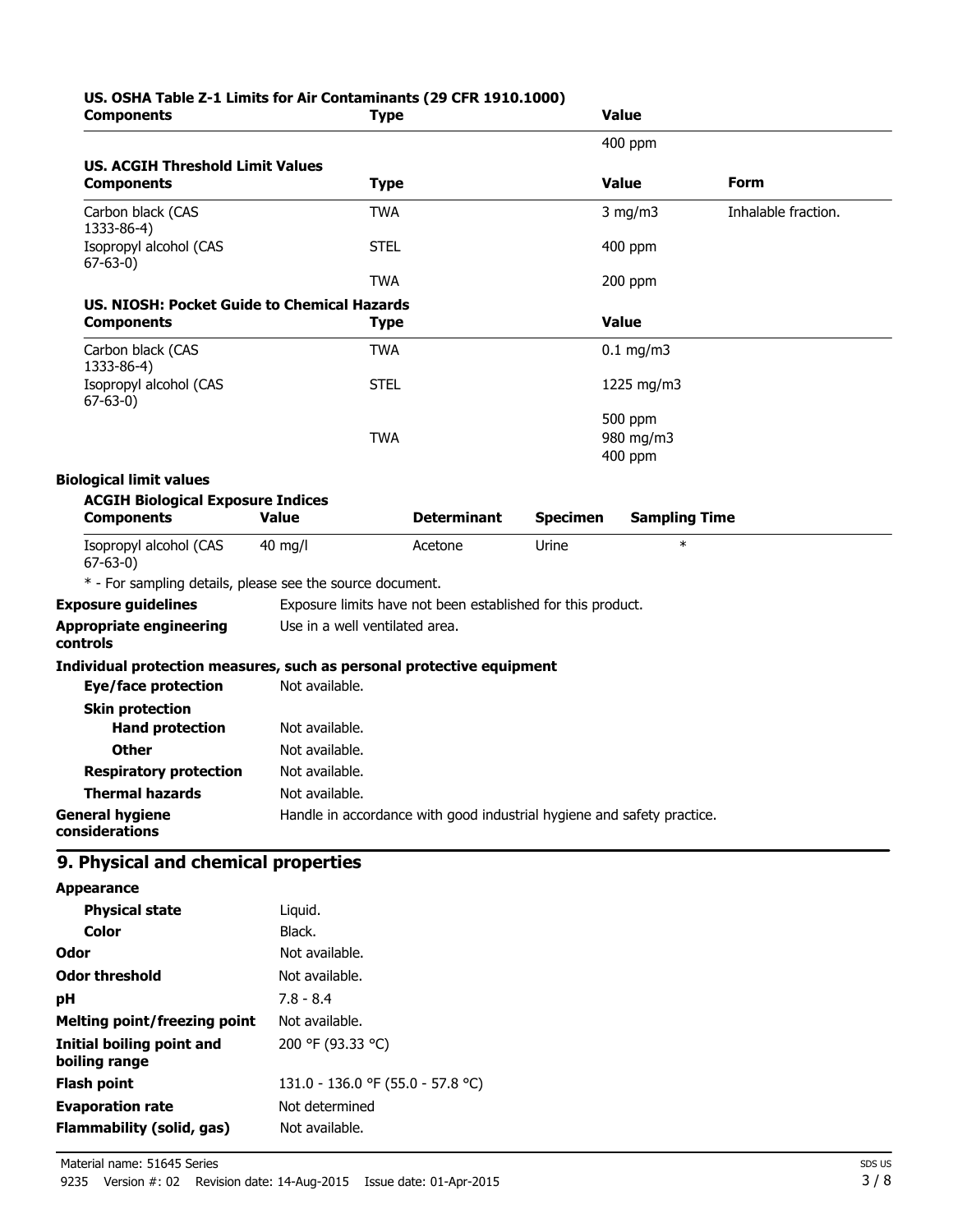**US. OSHA Table Z-1 Limits for Air Contaminants (29 CFR 1910.1000)**

| Components | Type | Value |
|---|---|---|
| | | 400 ppm |

**US. ACGIH Threshold Limit Values**

| Components | Type | Value | Form |
|---|---|---|---|
| Carbon black (CAS 1333-86-4) | TWA | 3 mg/m3 | Inhalable fraction. |
| Isopropyl alcohol (CAS 67-63-0) | STEL | 400 ppm | |
| | TWA | 200 ppm | |

**US. NIOSH: Pocket Guide to Chemical Hazards**

| Components | Type | Value |
|---|---|---|
| Carbon black (CAS 1333-86-4) | TWA | 0.1 mg/m3 |
| Isopropyl alcohol (CAS 67-63-0) | STEL | 1225 mg/m3 |
| | | 500 ppm |
| | TWA | 980 mg/m3 |
| | | 400 ppm |

**Biological limit values**

**ACGIH Biological Exposure Indices**

| Components | Value | Determinant | Specimen | Sampling Time |
|---|---|---|---|---|
| Isopropyl alcohol (CAS 67-63-0) | 40 mg/l | Acetone | Urine | * |

* - For sampling details, please see the source document.

**Exposure guidelines** Exposure limits have not been established for this product.

**Appropriate engineering controls** Use in a well ventilated area.

**Individual protection measures, such as personal protective equipment**

- **Eye/face protection** Not available.
- **Skin protection**
  - **Hand protection** Not available.
  - **Other** Not available.
- **Respiratory protection** Not available.
- **Thermal hazards** Not available.

**General hygiene considerations** Handle in accordance with good industrial hygiene and safety practice.

## 9. Physical and chemical properties

**Appearance**

- **Physical state** Liquid.
- **Color** Black.

**Odor** Not available.

**Odor threshold** Not available.

**pH** 7.8 - 8.4

**Melting point/freezing point** Not available.

**Initial boiling point and boiling range** 200 °F (93.33 °C)

**Flash point** 131.0 - 136.0 °F (55.0 - 57.8 °C)

**Evaporation rate** Not determined

**Flammability (solid, gas)** Not available.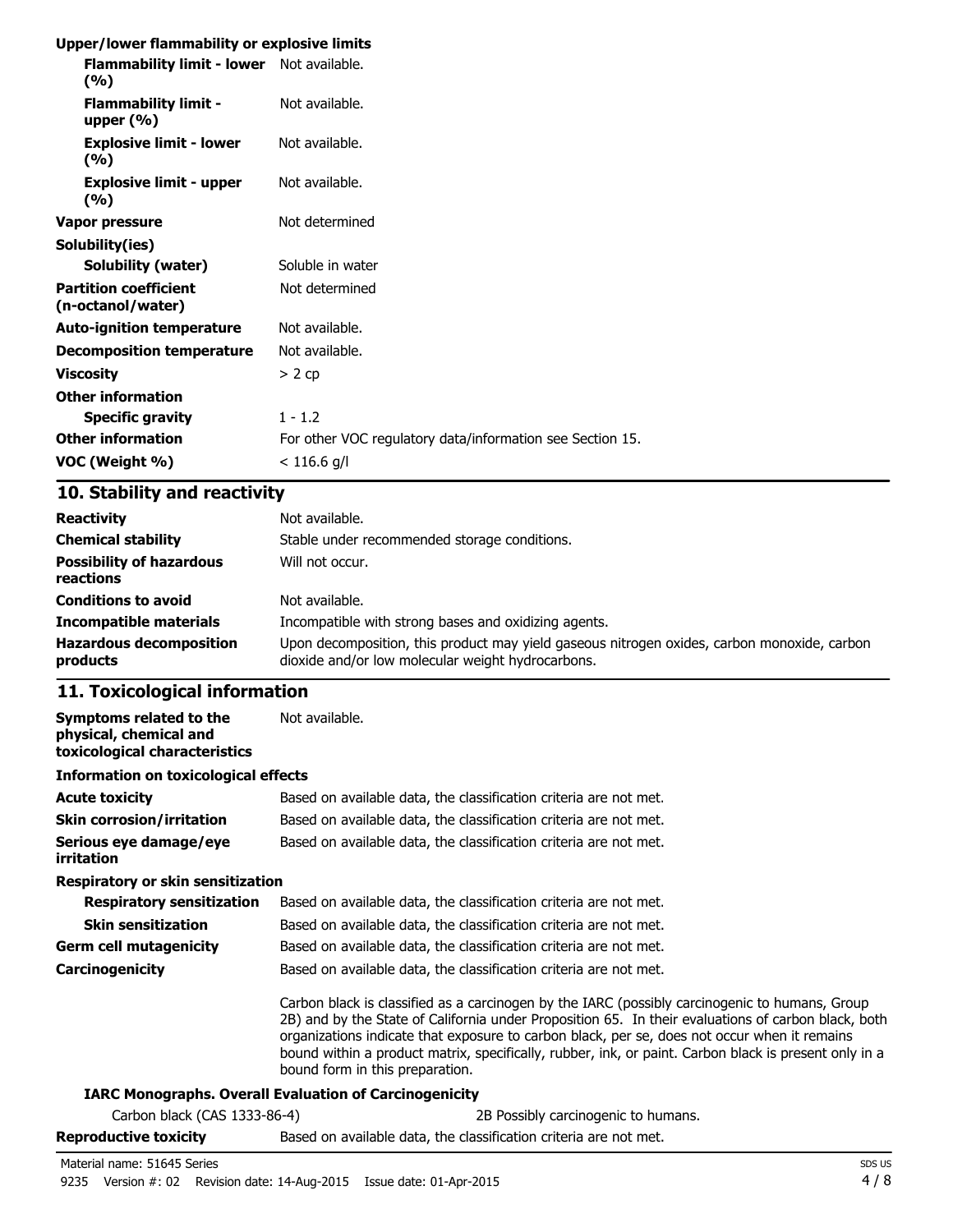**Upper/lower flammability or explosive limits**

| | |
|---|---|
| **Flammability limit - lower (%)** | Not available. |
| **Flammability limit - upper (%)** | Not available. |
| **Explosive limit - lower (%)** | Not available. |
| **Explosive limit - upper (%)** | Not available. |
| **Vapor pressure** | Not determined |
| **Solubility(ies)** | |
| **Solubility (water)** | Soluble in water |
| **Partition coefficient (n-octanol/water)** | Not determined |
| **Auto-ignition temperature** | Not available. |
| **Decomposition temperature** | Not available. |
| **Viscosity** | > 2 cp |
| **Other information** | |
| **Specific gravity** | 1 - 1.2 |
| **Other information** | For other VOC regulatory data/information see Section 15. |
| **VOC (Weight %)** | < 116.6 g/l |

## 10. Stability and reactivity

| | |
|---|---|
| **Reactivity** | Not available. |
| **Chemical stability** | Stable under recommended storage conditions. |
| **Possibility of hazardous reactions** | Will not occur. |
| **Conditions to avoid** | Not available. |
| **Incompatible materials** | Incompatible with strong bases and oxidizing agents. |
| **Hazardous decomposition products** | Upon decomposition, this product may yield gaseous nitrogen oxides, carbon monoxide, carbon dioxide and/or low molecular weight hydrocarbons. |

## 11. Toxicological information

| | |
|---|---|
| **Symptoms related to the physical, chemical and toxicological characteristics** | Not available. |

**Information on toxicological effects**

| | |
|---|---|
| **Acute toxicity** | Based on available data, the classification criteria are not met. |
| **Skin corrosion/irritation** | Based on available data, the classification criteria are not met. |
| **Serious eye damage/eye irritation** | Based on available data, the classification criteria are not met. |

**Respiratory or skin sensitization**

| | |
|---|---|
| **Respiratory sensitization** | Based on available data, the classification criteria are not met. |
| **Skin sensitization** | Based on available data, the classification criteria are not met. |
| **Germ cell mutagenicity** | Based on available data, the classification criteria are not met. |
| **Carcinogenicity** | Based on available data, the classification criteria are not met. |

Carbon black is classified as a carcinogen by the IARC (possibly carcinogenic to humans, Group 2B) and by the State of California under Proposition 65. In their evaluations of carbon black, both organizations indicate that exposure to carbon black, per se, does not occur when it remains bound within a product matrix, specifically, rubber, ink, or paint. Carbon black is present only in a bound form in this preparation.

**IARC Monographs. Overall Evaluation of Carcinogenicity**

| | |
|---|---|
| Carbon black (CAS 1333-86-4) | 2B Possibly carcinogenic to humans. |
| **Reproductive toxicity** | Based on available data, the classification criteria are not met. |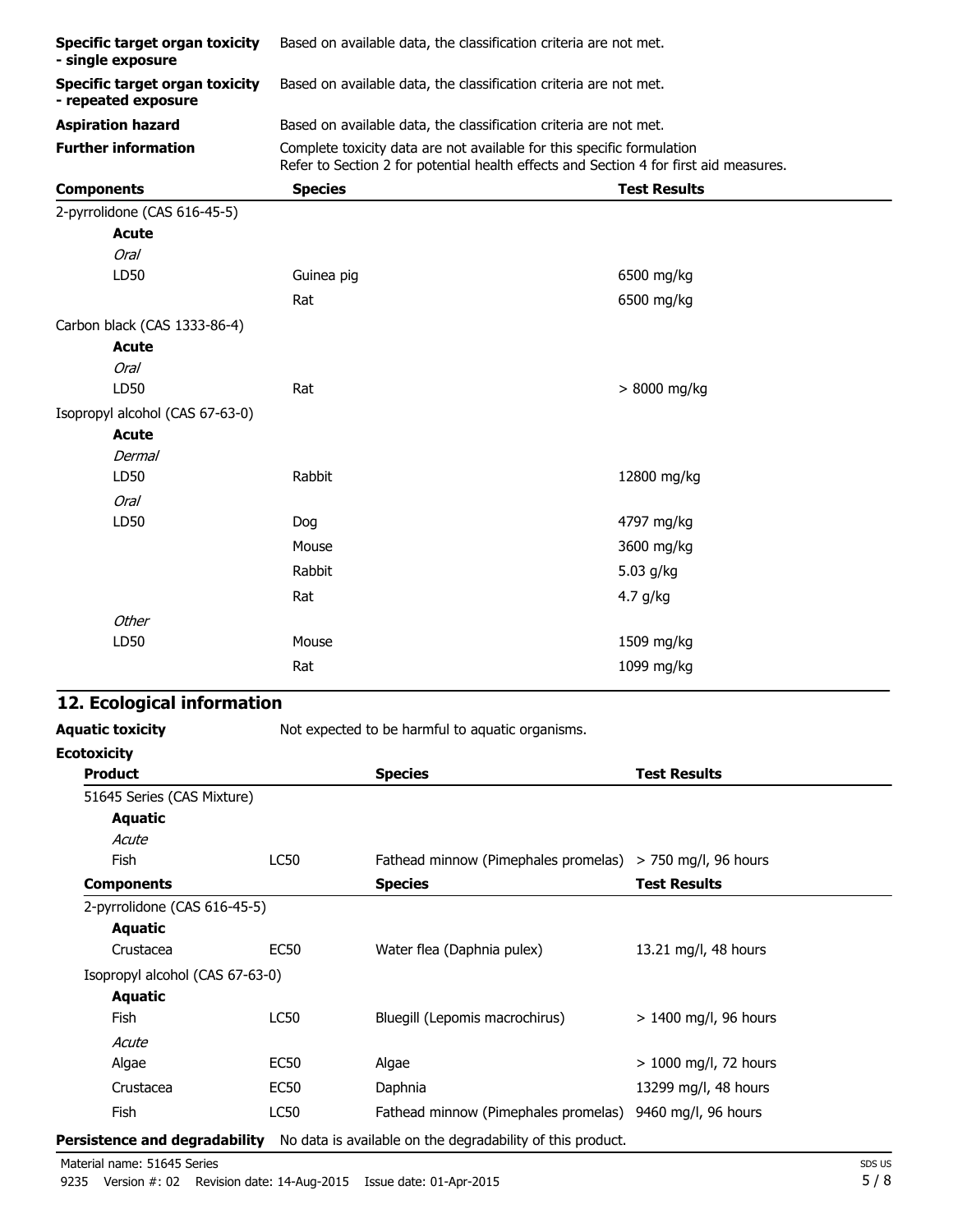| | |
|---|---|
| **Specific target organ toxicity - single exposure** | Based on available data, the classification criteria are not met. |
| **Specific target organ toxicity - repeated exposure** | Based on available data, the classification criteria are not met. |
| **Aspiration hazard** | Based on available data, the classification criteria are not met. |
| **Further information** | Complete toxicity data are not available for this specific formulation<br>Refer to Section 2 for potential health effects and Section 4 for first aid measures. |

| **Components** | **Species** | **Test Results** |
|---|---|---|
| 2-pyrrolidone (CAS 616-45-5) | | |
| **Acute** | | |
| *Oral* | | |
| LD50 | Guinea pig | 6500 mg/kg |
| | Rat | 6500 mg/kg |
| Carbon black (CAS 1333-86-4) | | |
| **Acute** | | |
| *Oral* | | |
| LD50 | Rat | > 8000 mg/kg |
| Isopropyl alcohol (CAS 67-63-0) | | |
| **Acute** | | |
| *Dermal* | | |
| LD50 | Rabbit | 12800 mg/kg |
| *Oral* | | |
| LD50 | Dog | 4797 mg/kg |
| | Mouse | 3600 mg/kg |
| | Rabbit | 5.03 g/kg |
| | Rat | 4.7 g/kg |
| *Other* | | |
| LD50 | Mouse | 1509 mg/kg |
| | Rat | 1099 mg/kg |

## 12. Ecological information

**Aquatic toxicity** Not expected to be harmful to aquatic organisms.

**Ecotoxicity**

| **Product** | | **Species** | **Test Results** |
|---|---|---|---|
| 51645 Series (CAS Mixture) | | | |
| **Aquatic** | | | |
| *Acute* | | | |
| Fish | LC50 | Fathead minnow (Pimephales promelas) | > 750 mg/l, 96 hours |
| **Components** | | **Species** | **Test Results** |
| 2-pyrrolidone (CAS 616-45-5) | | | |
| **Aquatic** | | | |
| Crustacea | EC50 | Water flea (Daphnia pulex) | 13.21 mg/l, 48 hours |
| Isopropyl alcohol (CAS 67-63-0) | | | |
| **Aquatic** | | | |
| Fish | LC50 | Bluegill (Lepomis macrochirus) | > 1400 mg/l, 96 hours |
| *Acute* | | | |
| Algae | EC50 | Algae | > 1000 mg/l, 72 hours |
| Crustacea | EC50 | Daphnia | 13299 mg/l, 48 hours |
| Fish | LC50 | Fathead minnow (Pimephales promelas) | 9460 mg/l, 96 hours |

**Persistence and degradability** No data is available on the degradability of this product.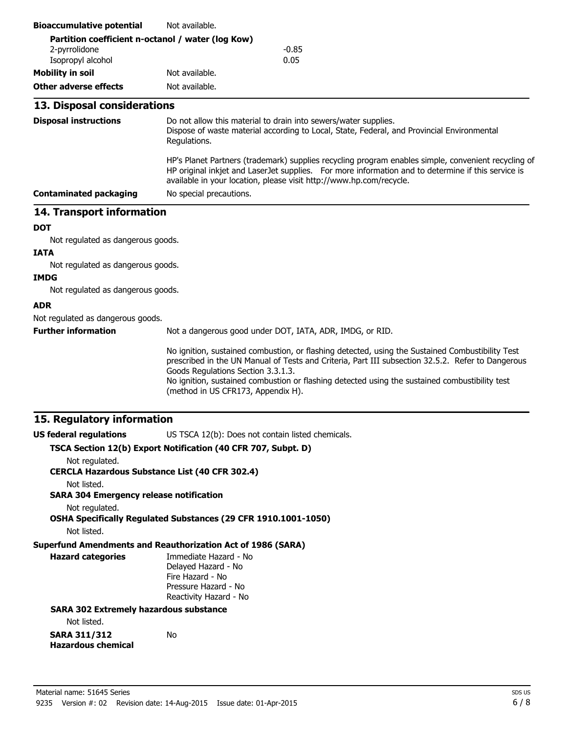**Bioaccumulative potential** Not available.

**Partition coefficient n-octanol / water (log Kow)**

| | |
|---|---|
| 2-pyrrolidone | -0.85 |
| Isopropyl alcohol | 0.05 |

**Mobility in soil** Not available.

**Other adverse effects** Not available.

## 13. Disposal considerations

**Disposal instructions**

Do not allow this material to drain into sewers/water supplies.
Dispose of waste material according to Local, State, Federal, and Provincial Environmental Regulations.

HP's Planet Partners (trademark) supplies recycling program enables simple, convenient recycling of HP original inkjet and LaserJet supplies. For more information and to determine if this service is available in your location, please visit http://www.hp.com/recycle.

**Contaminated packaging** No special precautions.

## 14. Transport information

**DOT**

Not regulated as dangerous goods.

**IATA**

Not regulated as dangerous goods.

**IMDG**

Not regulated as dangerous goods.

**ADR**

Not regulated as dangerous goods.

**Further information**

Not a dangerous good under DOT, IATA, ADR, IMDG, or RID.

No ignition, sustained combustion, or flashing detected, using the Sustained Combustibility Test prescribed in the UN Manual of Tests and Criteria, Part III subsection 32.5.2. Refer to Dangerous Goods Regulations Section 3.3.1.3.
No ignition, sustained combustion or flashing detected using the sustained combustibility test (method in US CFR173, Appendix H).

## 15. Regulatory information

**US federal regulations** US TSCA 12(b): Does not contain listed chemicals.

**TSCA Section 12(b) Export Notification (40 CFR 707, Subpt. D)**

Not regulated.

**CERCLA Hazardous Substance List (40 CFR 302.4)**

Not listed.

**SARA 304 Emergency release notification**

Not regulated.

**OSHA Specifically Regulated Substances (29 CFR 1910.1001-1050)**

Not listed.

**Superfund Amendments and Reauthorization Act of 1986 (SARA)**

**Hazard categories**

Immediate Hazard - No
Delayed Hazard - No
Fire Hazard - No
Pressure Hazard - No
Reactivity Hazard - No

**SARA 302 Extremely hazardous substance**

Not listed.

**SARA 311/312 Hazardous chemical** No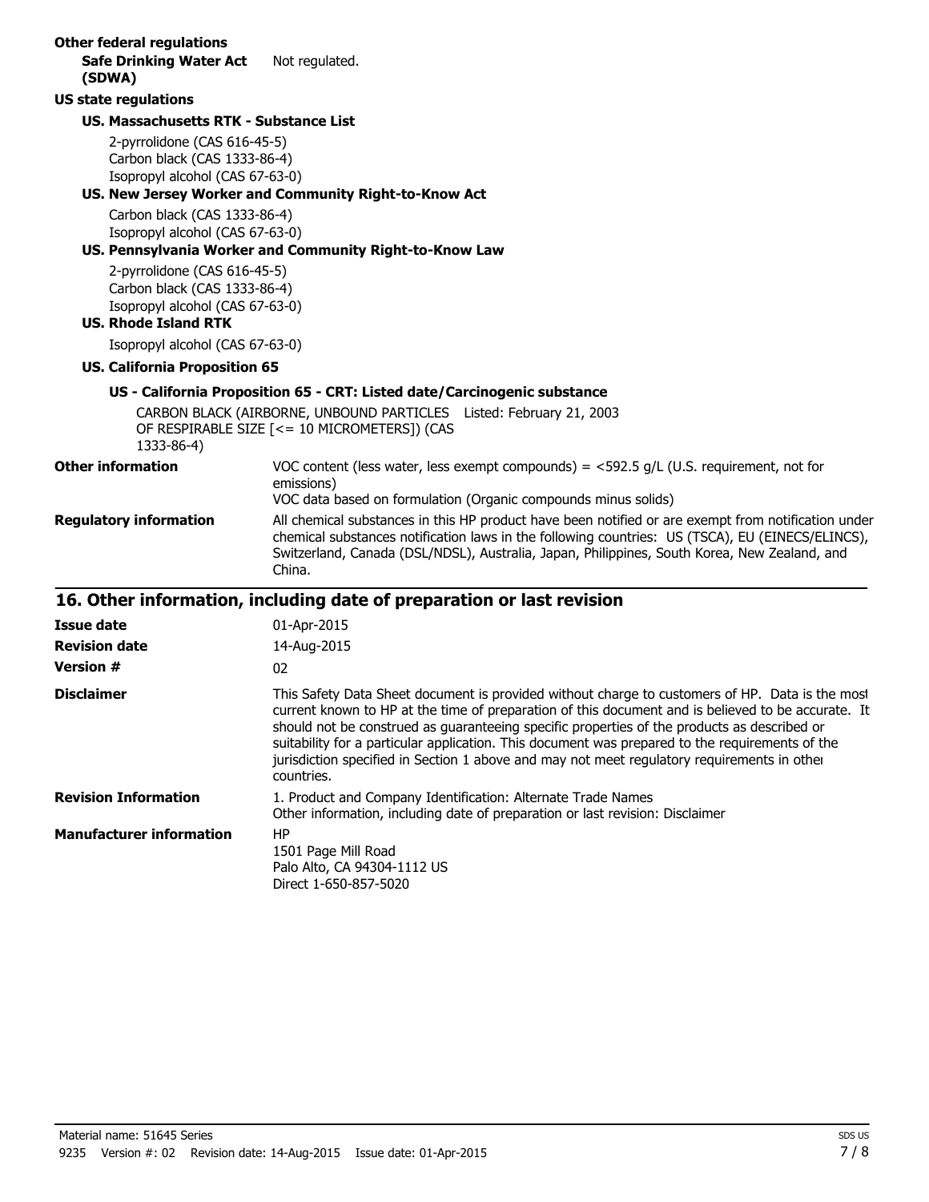**Other federal regulations**

**Safe Drinking Water Act (SDWA)** Not regulated.

**US state regulations**

**US. Massachusetts RTK - Substance List**

2-pyrrolidone (CAS 616-45-5)
Carbon black (CAS 1333-86-4)
Isopropyl alcohol (CAS 67-63-0)

**US. New Jersey Worker and Community Right-to-Know Act**

Carbon black (CAS 1333-86-4)
Isopropyl alcohol (CAS 67-63-0)

**US. Pennsylvania Worker and Community Right-to-Know Law**

2-pyrrolidone (CAS 616-45-5)
Carbon black (CAS 1333-86-4)
Isopropyl alcohol (CAS 67-63-0)

**US. Rhode Island RTK**

Isopropyl alcohol (CAS 67-63-0)

**US. California Proposition 65**

**US - California Proposition 65 - CRT: Listed date/Carcinogenic substance**

CARBON BLACK (AIRBORNE, UNBOUND PARTICLES OF RESPIRABLE SIZE [<= 10 MICROMETERS]) (CAS 1333-86-4) Listed: February 21, 2003

**Other information** VOC content (less water, less exempt compounds) = <592.5 g/L (U.S. requirement, not for emissions)
VOC data based on formulation (Organic compounds minus solids)

**Regulatory information** All chemical substances in this HP product have been notified or are exempt from notification under chemical substances notification laws in the following countries: US (TSCA), EU (EINECS/ELINCS), Switzerland, Canada (DSL/NDSL), Australia, Japan, Philippines, South Korea, New Zealand, and China.

## 16. Other information, including date of preparation or last revision

**Issue date** 01-Apr-2015

**Revision date** 14-Aug-2015

**Version #** 02

**Disclaimer** This Safety Data Sheet document is provided without charge to customers of HP. Data is the most current known to HP at the time of preparation of this document and is believed to be accurate. It should not be construed as guaranteeing specific properties of the products as described or suitability for a particular application. This document was prepared to the requirements of the jurisdiction specified in Section 1 above and may not meet regulatory requirements in other countries.

**Revision Information** 1. Product and Company Identification: Alternate Trade Names
Other information, including date of preparation or last revision: Disclaimer

**Manufacturer information** HP
1501 Page Mill Road
Palo Alto, CA 94304-1112 US
Direct 1-650-857-5020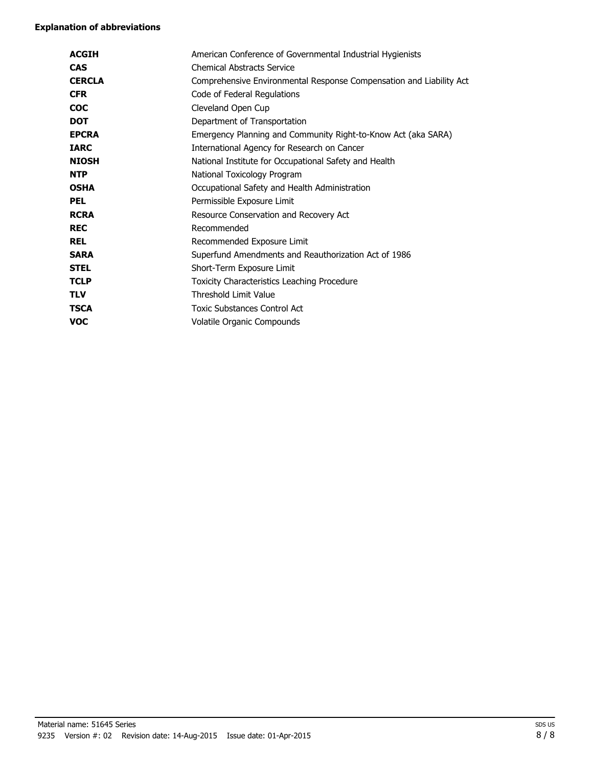**Explanation of abbreviations**

| | |
|---|---|
| **ACGIH** | American Conference of Governmental Industrial Hygienists |
| **CAS** | Chemical Abstracts Service |
| **CERCLA** | Comprehensive Environmental Response Compensation and Liability Act |
| **CFR** | Code of Federal Regulations |
| **COC** | Cleveland Open Cup |
| **DOT** | Department of Transportation |
| **EPCRA** | Emergency Planning and Community Right-to-Know Act (aka SARA) |
| **IARC** | International Agency for Research on Cancer |
| **NIOSH** | National Institute for Occupational Safety and Health |
| **NTP** | National Toxicology Program |
| **OSHA** | Occupational Safety and Health Administration |
| **PEL** | Permissible Exposure Limit |
| **RCRA** | Resource Conservation and Recovery Act |
| **REC** | Recommended |
| **REL** | Recommended Exposure Limit |
| **SARA** | Superfund Amendments and Reauthorization Act of 1986 |
| **STEL** | Short-Term Exposure Limit |
| **TCLP** | Toxicity Characteristics Leaching Procedure |
| **TLV** | Threshold Limit Value |
| **TSCA** | Toxic Substances Control Act |
| **VOC** | Volatile Organic Compounds |